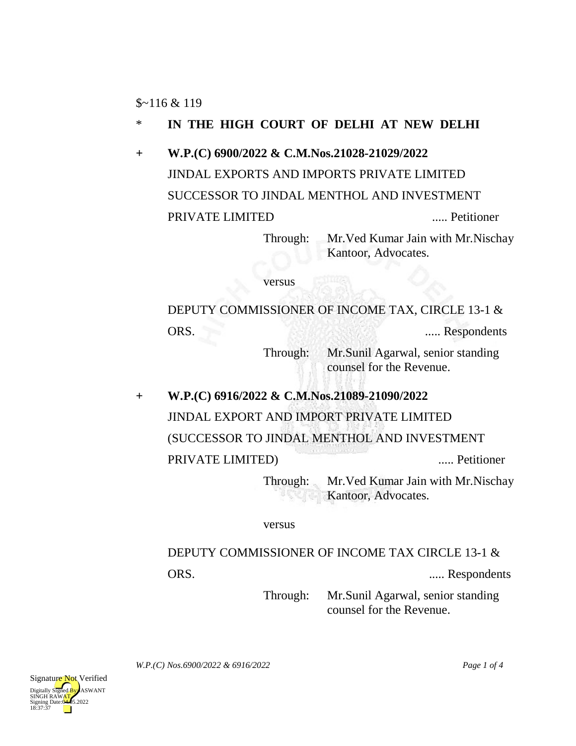$~116 & 119

\* **IN THE HIGH COURT OF DELHI AT NEW DELHI**

\+ **W.P.(C) 6900/2022 & C.M.Nos.21028-21029/2022**

JINDAL EXPORTS AND IMPORTS PRIVATE LIMITED SUCCESSOR TO JINDAL MENTHOL AND INVESTMENT PRIVATE LIMITED ..... Petitioner

Through: Mr.Ved Kumar Jain with Mr.Nischay Kantoor, Advocates.

versus

DEPUTY COMMISSIONER OF INCOME TAX, CIRCLE 13-1 & ORS. ..... Respondents

Through: Mr.Sunil Agarwal, senior standing counsel for the Revenue.

\+ **W.P.(C) 6916/2022 & C.M.Nos.21089-21090/2022**

JINDAL EXPORT AND IMPORT PRIVATE LIMITED (SUCCESSOR TO JINDAL MENTHOL AND INVESTMENT PRIVATE LIMITED) ..... Petitioner

Through: Mr.Ved Kumar Jain with Mr.Nischay Kantoor, Advocates.

versus

DEPUTY COMMISSIONER OF INCOME TAX CIRCLE 13-1 & ORS. ..... Respondents

Through: Mr.Sunil Agarwal, senior standing counsel for the Revenue.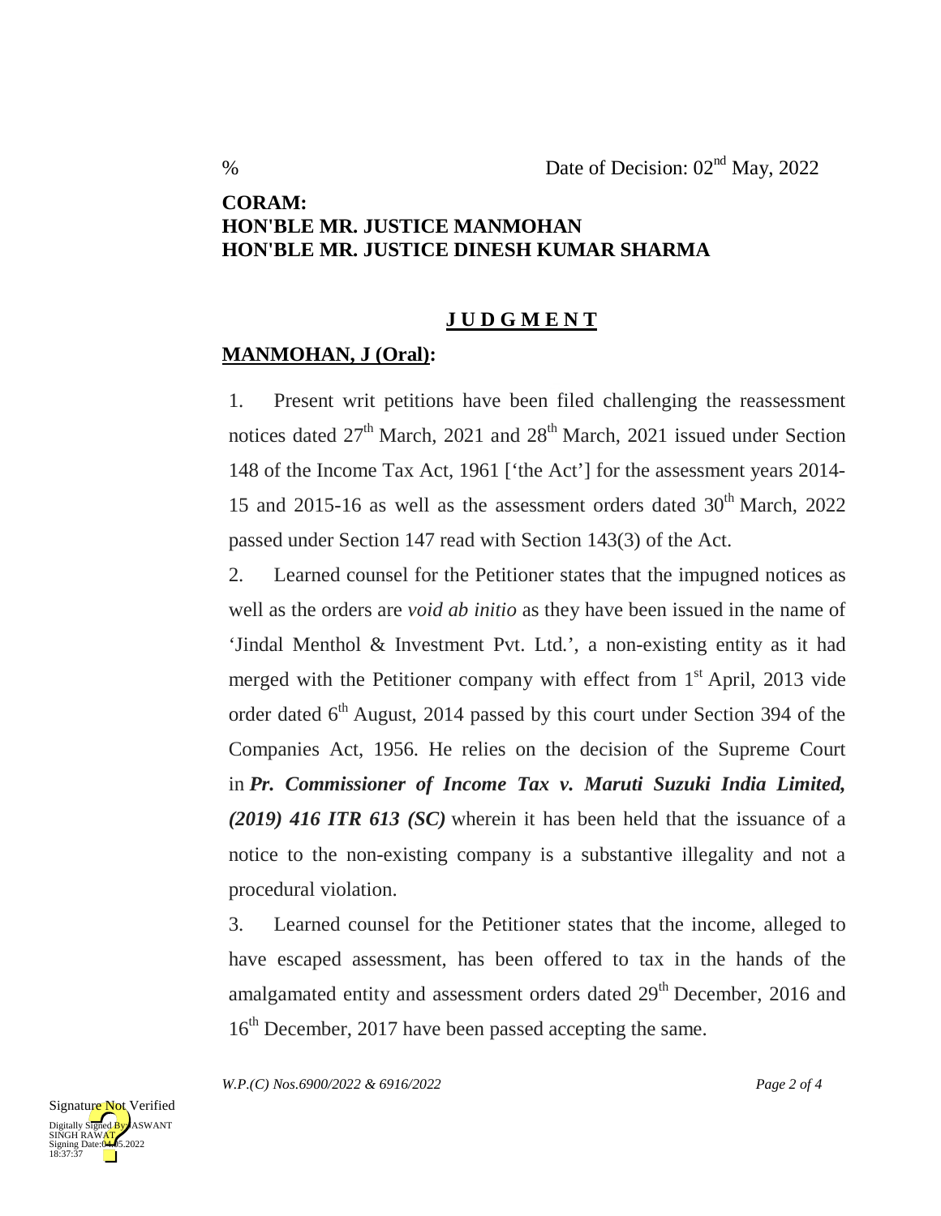% Date of Decision: 02nd May, 2022

**CORAM:**
**HON'BLE MR. JUSTICE MANMOHAN**
**HON'BLE MR. JUSTICE DINESH KUMAR SHARMA**

## **J U D G M E N T**

**MANMOHAN, J (Oral):**

1. Present writ petitions have been filed challenging the reassessment notices dated 27th March, 2021 and 28th March, 2021 issued under Section 148 of the Income Tax Act, 1961 ['the Act'] for the assessment years 2014-15 and 2015-16 as well as the assessment orders dated 30th March, 2022 passed under Section 147 read with Section 143(3) of the Act.

2. Learned counsel for the Petitioner states that the impugned notices as well as the orders are *void ab initio* as they have been issued in the name of 'Jindal Menthol & Investment Pvt. Ltd.', a non-existing entity as it had merged with the Petitioner company with effect from 1st April, 2013 vide order dated 6th August, 2014 passed by this court under Section 394 of the Companies Act, 1956. He relies on the decision of the Supreme Court in ***Pr. Commissioner of Income Tax v. Maruti Suzuki India Limited, (2019) 416 ITR 613 (SC)*** wherein it has been held that the issuance of a notice to the non-existing company is a substantive illegality and not a procedural violation.

3. Learned counsel for the Petitioner states that the income, alleged to have escaped assessment, has been offered to tax in the hands of the amalgamated entity and assessment orders dated 29th December, 2016 and 16th December, 2017 have been passed accepting the same.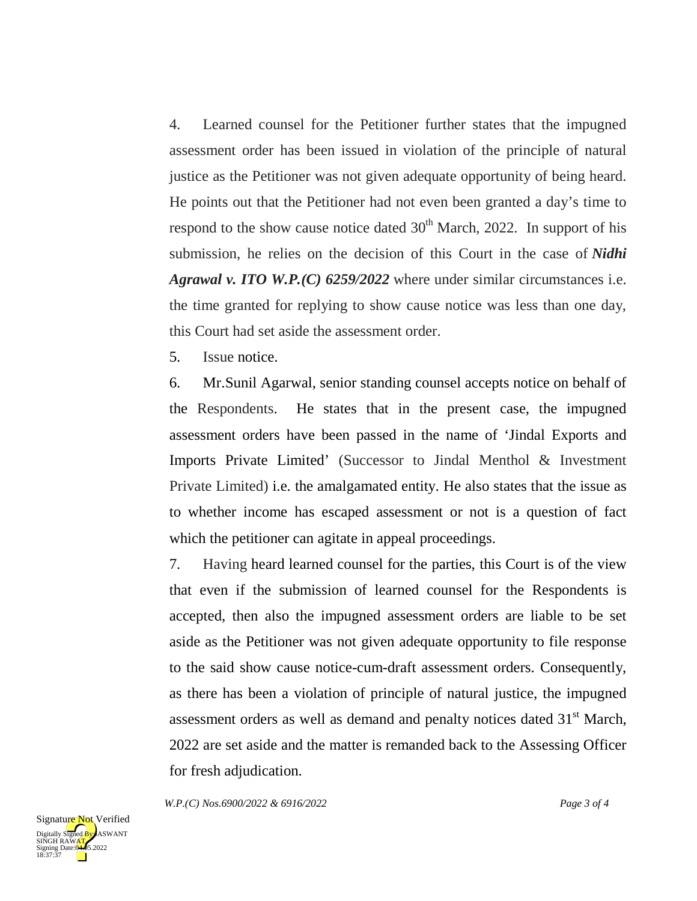4. Learned counsel for the Petitioner further states that the impugned assessment order has been issued in violation of the principle of natural justice as the Petitioner was not given adequate opportunity of being heard. He points out that the Petitioner had not even been granted a day's time to respond to the show cause notice dated 30th March, 2022. In support of his submission, he relies on the decision of this Court in the case of ***Nidhi Agrawal v. ITO W.P.(C) 6259/2022*** where under similar circumstances i.e. the time granted for replying to show cause notice was less than one day, this Court had set aside the assessment order.

5. Issue notice.

6. Mr.Sunil Agarwal, senior standing counsel accepts notice on behalf of the Respondents. He states that in the present case, the impugned assessment orders have been passed in the name of 'Jindal Exports and Imports Private Limited' (Successor to Jindal Menthol & Investment Private Limited) i.e. the amalgamated entity. He also states that the issue as to whether income has escaped assessment or not is a question of fact which the petitioner can agitate in appeal proceedings.

7. Having heard learned counsel for the parties, this Court is of the view that even if the submission of learned counsel for the Respondents is accepted, then also the impugned assessment orders are liable to be set aside as the Petitioner was not given adequate opportunity to file response to the said show cause notice-cum-draft assessment orders. Consequently, as there has been a violation of principle of natural justice, the impugned assessment orders as well as demand and penalty notices dated 31st March, 2022 are set aside and the matter is remanded back to the Assessing Officer for fresh adjudication.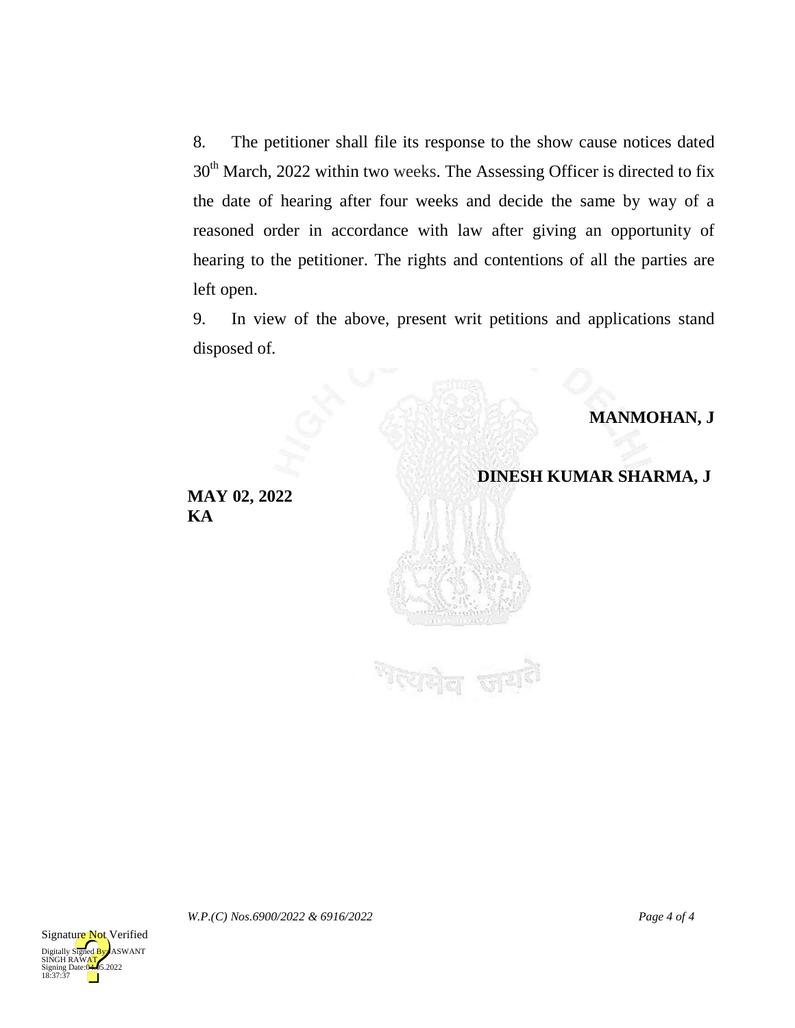8. The petitioner shall file its response to the show cause notices dated 30th March, 2022 within two weeks. The Assessing Officer is directed to fix the date of hearing after four weeks and decide the same by way of a reasoned order in accordance with law after giving an opportunity of hearing to the petitioner. The rights and contentions of all the parties are left open.

9. In view of the above, present writ petitions and applications stand disposed of.

**MANMOHAN, J**

**DINESH KUMAR SHARMA, J**

**MAY 02, 2022**
**KA**